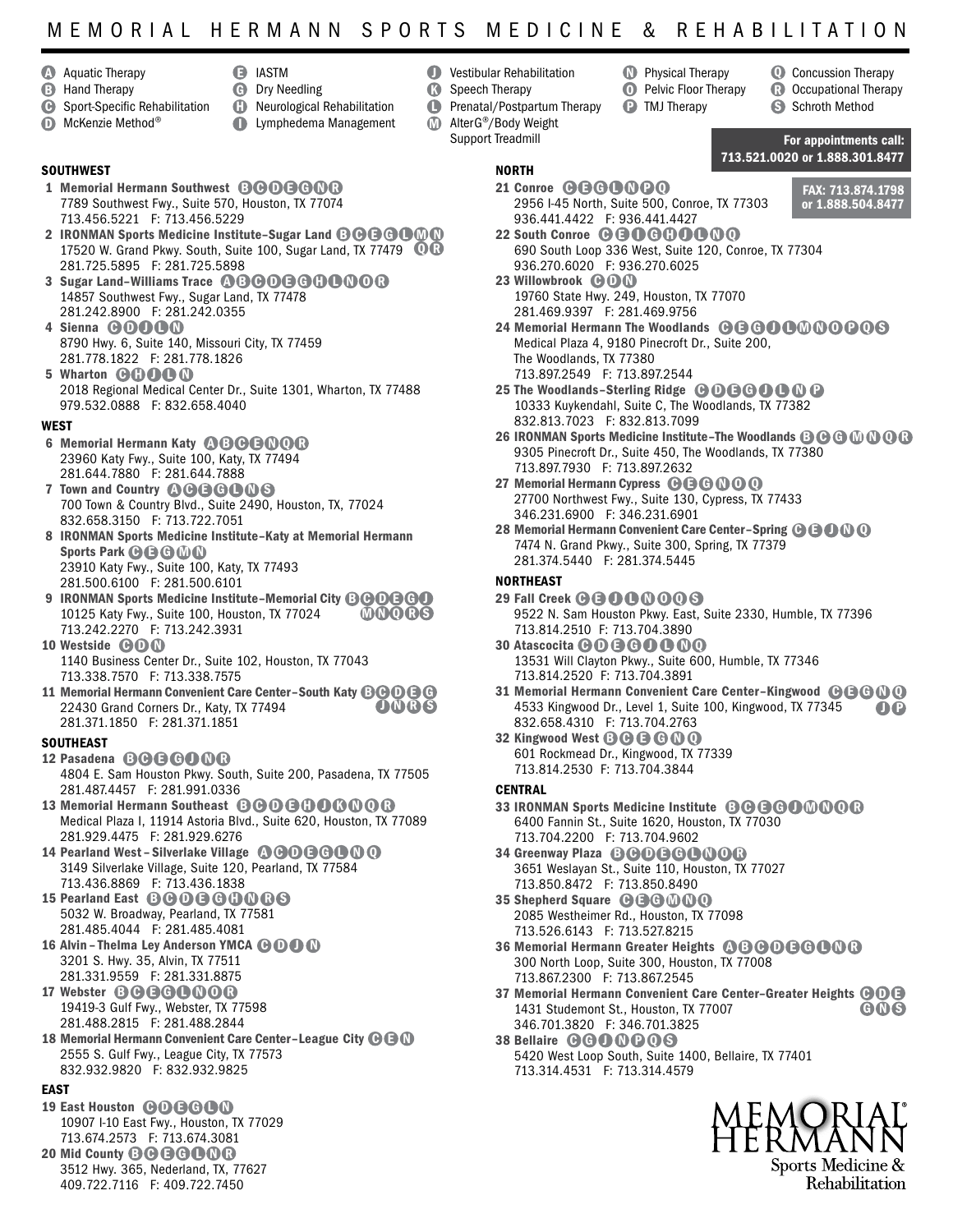# MEMORIAL HERMANN SPORTS MEDICINE & REHABILITATION

- **A** Aquatic Therapy
- **B** Hand Therapy
- **C** Sport-Specific Rehabilitation
- **D** McKenzie Method®
- **E** IASTM
- **G** Dry Needling
- **H** Neurological Rehabilitation
- **I** Lymphedema Management
- **J** Vestibular Rehabilitation
- **K** Speech Therapy
- **L** Prenatal/Postpartum Therapy
- **M** AlterG®/Body Weight Support Treadmill
- **N** Physical Therapy
- **O** Pelvic Floor Therapy
- **P** TMJ Therapy
- **Q** Concussion Therapy
- **R** Occupational Therapy
- **S** Schroth Method

**For appointments call: 713.521.0020 or 1.888.301.8477**

**FAX: 713.874.1798 or 1.888.504.8477**

## SOUTHWEST

**1 Memorial Hermann Southwest** B C D E G N R
7789 Southwest Fwy., Suite 570, Houston, TX 77074
713.456.5221 F: 713.456.5229

**2 IRONMAN Sports Medicine Institute–Sugar Land** B C E G L M N Q R
17520 W. Grand Pkwy. South, Suite 100, Sugar Land, TX 77479
281.725.5895 F: 281.725.5898

**3 Sugar Land–Williams Trace** A B C D E G H L N O R
14857 Southwest Fwy., Sugar Land, TX 77478
281.242.8900 F: 281.242.0355

**4 Sienna** C D J L N
8790 Hwy. 6, Suite 140, Missouri City, TX 77459
281.778.1822 F: 281.778.1826

**5 Wharton** C H J L N
2018 Regional Medical Center Dr., Suite 1301, Wharton, TX 77488
979.532.0888 F: 832.658.4040

## WEST

**6 Memorial Hermann Katy** A B C E N Q R
23960 Katy Fwy., Suite 100, Katy, TX 77494
281.644.7880 F: 281.644.7888

**7 Town and Country** A C E G L N S
700 Town & Country Blvd., Suite 2490, Houston, TX, 77024
832.658.3150 F: 713.722.7051

**8 IRONMAN Sports Medicine Institute–Katy at Memorial Hermann Sports Park** C E G M N
23910 Katy Fwy., Suite 100, Katy, TX 77493
281.500.6100 F: 281.500.6101

**9 IRONMAN Sports Medicine Institute–Memorial City** B C D E G J M N Q R S
10125 Katy Fwy., Suite 100, Houston, TX 77024
713.242.2270 F: 713.242.3931

**10 Westside** C D N
1140 Business Center Dr., Suite 102, Houston, TX 77043
713.338.7570 F: 713.338.7575

**11 Memorial Hermann Convenient Care Center–South Katy** B C D E G J N R S
22430 Grand Corners Dr., Katy, TX 77494
281.371.1850 F: 281.371.1851

## SOUTHEAST

**12 Pasadena** B C E G J N R
4804 E. Sam Houston Pkwy. South, Suite 200, Pasadena, TX 77505
281.487.4457 F: 281.991.0336

**13 Memorial Hermann Southeast** B C D E H J K N Q R
Medical Plaza I, 11914 Astoria Blvd., Suite 620, Houston, TX 77089
281.929.4475 F: 281.929.6276

**14 Pearland West – Silverlake Village** A C D E G L N Q
3149 Silverlake Village, Suite 120, Pearland, TX 77584
713.436.8869 F: 713.436.1838

**15 Pearland East** B C D E G H N R S
5032 W. Broadway, Pearland, TX 77581
281.485.4044 F: 281.485.4081

**16 Alvin – Thelma Ley Anderson YMCA** C D J N
3201 S. Hwy. 35, Alvin, TX 77511
281.331.9559 F: 281.331.8875

**17 Webster** B C E G L N Q R
19419-3 Gulf Fwy., Webster, TX 77598
281.488.2815 F: 281.488.2844

**18 Memorial Hermann Convenient Care Center–League City** C E N
2555 S. Gulf Fwy., League City, TX 77573
832.932.9820 F: 832.932.9825

## EAST

**19 East Houston** C D E G L N
10907 I-10 East Fwy., Houston, TX 77029
713.674.2573 F: 713.674.3081

**20 Mid County** B C E G L N R
3512 Hwy. 365, Nederland, TX, 77627
409.722.7116 F: 409.722.7450

## NORTH

**21 Conroe** C E G L N P Q
2956 I-45 North, Suite 500, Conroe, TX 77303
936.441.4422 F: 936.441.4427

**22 South Conroe** C E I G H J L N Q
690 South Loop 336 West, Suite 120, Conroe, TX 77304
936.270.6020 F: 936.270.6025

**23 Willowbrook** C D N
19760 State Hwy. 249, Houston, TX 77070
281.469.9397 F: 281.469.9756

**24 Memorial Hermann The Woodlands** C E G J L M N O P Q S
Medical Plaza 4, 9180 Pinecroft Dr., Suite 200, The Woodlands, TX 77380
713.897.2549 F: 713.897.2544

**25 The Woodlands–Sterling Ridge** C D E G J L N P
10333 Kuykendahl, Suite C, The Woodlands, TX 77382
832.813.7023 F: 832.813.7099

**26 IRONMAN Sports Medicine Institute–The Woodlands** B C G M N Q R
9305 Pinecroft Dr., Suite 450, The Woodlands, TX 77380
713.897.7930 F: 713.897.2632

**27 Memorial Hermann Cypress** C E G N O Q
27700 Northwest Fwy., Suite 130, Cypress, TX 77433
346.231.6900 F: 346.231.6901

**28 Memorial Hermann Convenient Care Center–Spring** C E J N Q
7474 N. Grand Pkwy., Suite 300, Spring, TX 77379
281.374.5440 F: 281.374.5445

## NORTHEAST

**29 Fall Creek** C E J L N O Q S
9522 N. Sam Houston Pkwy. East, Suite 2330, Humble, TX 77396
713.814.2510 F: 713.704.3890

**30 Atascocita** C D E G J L N Q
13531 Will Clayton Pkwy., Suite 600, Humble, TX 77346
713.814.2520 F: 713.704.3891

**31 Memorial Hermann Convenient Care Center–Kingwood** C E G N Q J P
4533 Kingwood Dr., Level 1, Suite 100, Kingwood, TX 77345
832.658.4310 F: 713.704.2763

**32 Kingwood West** B C E G N Q
601 Rockmead Dr., Kingwood, TX 77339
713.814.2530 F: 713.704.3844

## CENTRAL

**33 IRONMAN Sports Medicine Institute** B C E G J M N Q R
6400 Fannin St., Suite 1620, Houston, TX 77030
713.704.2200 F: 713.704.9602

**34 Greenway Plaza** B C D E G L N Q R
3651 Weslayan St., Suite 110, Houston, TX 77027
713.850.8472 F: 713.850.8490

**35 Shepherd Square** C E G M N Q
2085 Westheimer Rd., Houston, TX 77098
713.526.6143 F: 713.527.8215

**36 Memorial Hermann Greater Heights** A B C D E G L N R
300 North Loop, Suite 300, Houston, TX 77008
713.867.2300 F: 713.867.2545

**37 Memorial Hermann Convenient Care Center–Greater Heights** C D E G N S
1431 Studemont St., Houston, TX 77007
346.701.3820 F: 346.701.3825

**38 Bellaire** C G J N P Q S
5420 West Loop South, Suite 1400, Bellaire, TX 77401
713.314.4531 F: 713.314.4579

MEMORIAL HERMANN
Sports Medicine & Rehabilitation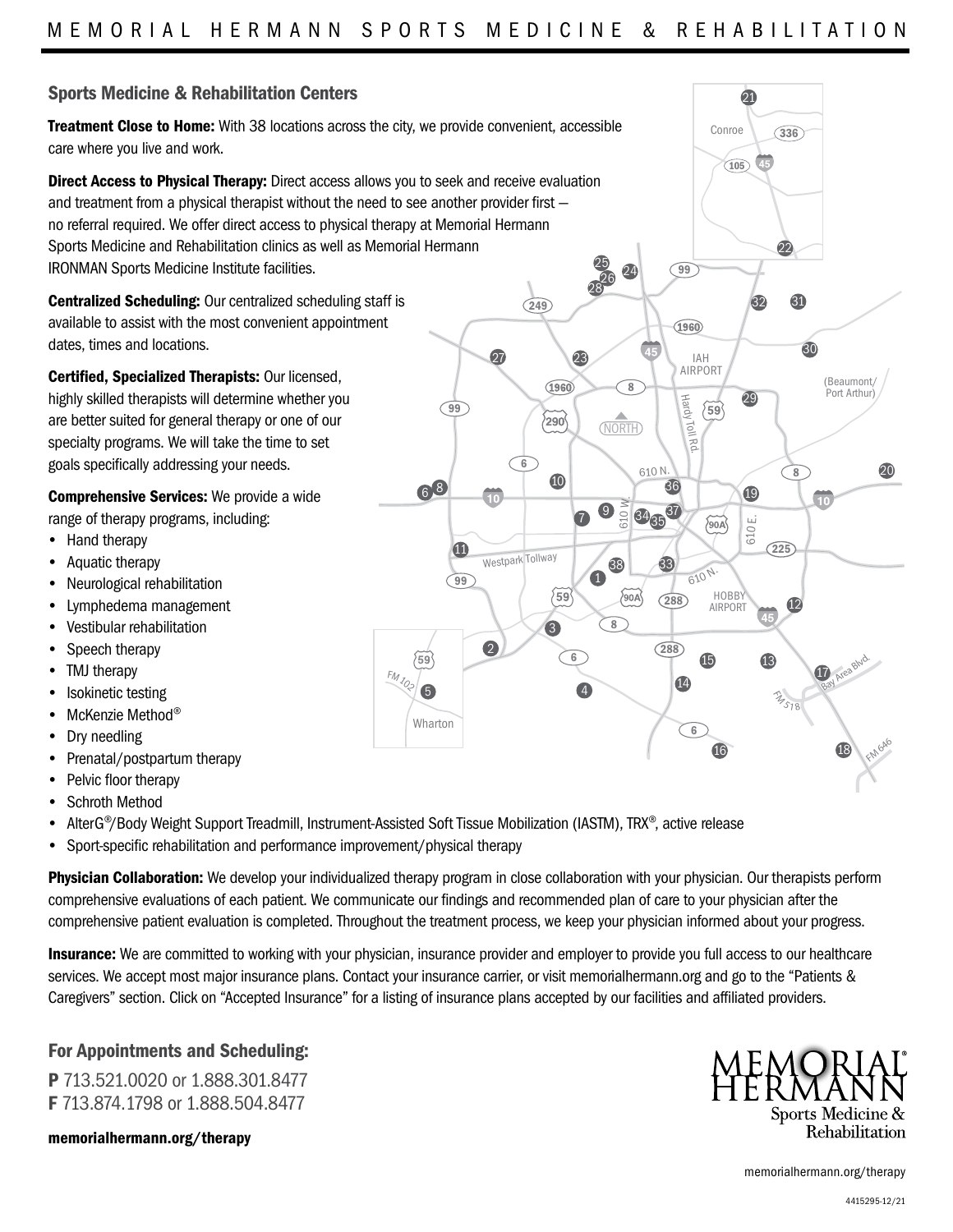## Sports Medicine & Rehabilitation Centers

**Treatment Close to Home:** With 38 locations across the city, we provide convenient, accessible care where you live and work.

**Direct Access to Physical Therapy:** Direct access allows you to seek and receive evaluation and treatment from a physical therapist without the need to see another provider first — no referral required. We offer direct access to physical therapy at Memorial Hermann Sports Medicine and Rehabilitation clinics as well as Memorial Hermann IRONMAN Sports Medicine Institute facilities.

**Centralized Scheduling:** Our centralized scheduling staff is available to assist with the most convenient appointment dates, times and locations.

**Certified, Specialized Therapists:** Our licensed, highly skilled therapists will determine whether you are better suited for general therapy or one of our specialty programs. We will take the time to set goals specifically addressing your needs.

**Comprehensive Services:** We provide a wide range of therapy programs, including:

- Hand therapy
- Aquatic therapy
- Neurological rehabilitation
- Lymphedema management
- Vestibular rehabilitation
- Speech therapy
- TMJ therapy
- Isokinetic testing
- McKenzie Method®
- Dry needling
- Prenatal/postpartum therapy
- Pelvic floor therapy
- Schroth Method
- AlterG®/Body Weight Support Treadmill, Instrument-Assisted Soft Tissue Mobilization (IASTM), TRX®, active release
- Sport-specific rehabilitation and performance improvement/physical therapy

**Physician Collaboration:** We develop your individualized therapy program in close collaboration with your physician. Our therapists perform comprehensive evaluations of each patient. We communicate our findings and recommended plan of care to your physician after the comprehensive patient evaluation is completed. Throughout the treatment process, we keep your physician informed about your progress.

**Insurance:** We are committed to working with your physician, insurance provider and employer to provide you full access to our healthcare services. We accept most major insurance plans. Contact your insurance carrier, or visit memorialhermann.org and go to the "Patients & Caregivers" section. Click on "Accepted Insurance" for a listing of insurance plans accepted by our facilities and affiliated providers.

### For Appointments and Scheduling:

**P** 713.521.0020 or 1.888.301.8477
**F** 713.874.1798 or 1.888.504.8477

**memorialhermann.org/therapy**

MEMORIAL HERMANN Sports Medicine & Rehabilitation

memorialhermann.org/therapy

4415295-12/21